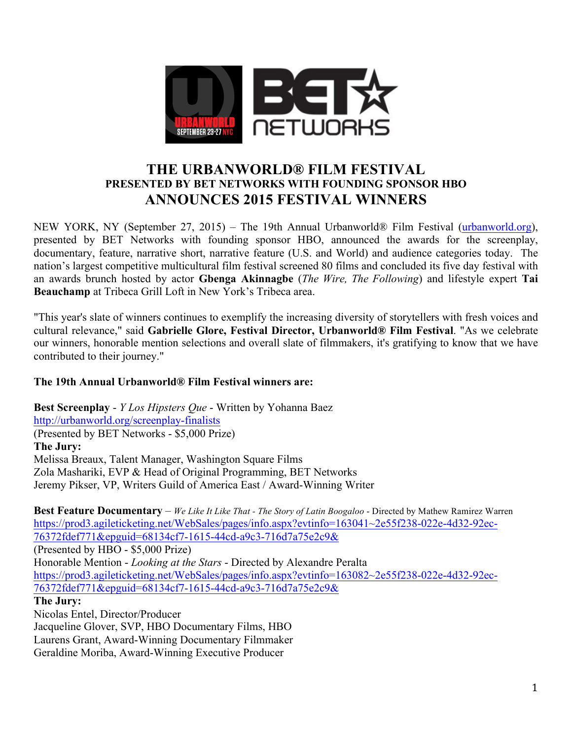# THE URBANWORLD® FILM FESTIVAL
## PRESENTED BY BET NETWORKS WITH FOUNDING SPONSOR HBO
# ANNOUNCES 2015 FESTIVAL WINNERS

NEW YORK, NY (September 27, 2015) – The 19th Annual Urbanworld® Film Festival (urbanworld.org), presented by BET Networks with founding sponsor HBO, announced the awards for the screenplay, documentary, feature, narrative short, narrative feature (U.S. and World) and audience categories today. The nation's largest competitive multicultural film festival screened 80 films and concluded its five day festival with an awards brunch hosted by actor **Gbenga Akinnagbe** (*The Wire, The Following*) and lifestyle expert **Tai Beauchamp** at Tribeca Grill Loft in New York's Tribeca area.

"This year's slate of winners continues to exemplify the increasing diversity of storytellers with fresh voices and cultural relevance," said **Gabrielle Glore, Festival Director, Urbanworld® Film Festival**. "As we celebrate our winners, honorable mention selections and overall slate of filmmakers, it's gratifying to know that we have contributed to their journey."

**The 19th Annual Urbanworld® Film Festival winners are:**

**Best Screenplay** - *Y Los Hipsters Que* - Written by Yohanna Baez
http://urbanworld.org/screenplay-finalists
(Presented by BET Networks - $5,000 Prize)
**The Jury:**
Melissa Breaux, Talent Manager, Washington Square Films
Zola Mashariki, EVP & Head of Original Programming, BET Networks
Jeremy Pikser, VP, Writers Guild of America East / Award-Winning Writer

**Best Feature Documentary** – *We Like It Like That - The Story of Latin Boogaloo* - Directed by Mathew Ramirez Warren
https://prod3.agileticketing.net/WebSales/pages/info.aspx?evtinfo=163041~2e55f238-022e-4d32-92ec-76372fdef771&epguid=68134cf7-1615-44cd-a9c3-716d7a75e2c9&
(Presented by HBO - $5,000 Prize)
Honorable Mention - *Looking at the Stars* - Directed by Alexandre Peralta
https://prod3.agileticketing.net/WebSales/pages/info.aspx?evtinfo=163082~2e55f238-022e-4d32-92ec-76372fdef771&epguid=68134cf7-1615-44cd-a9c3-716d7a75e2c9&
**The Jury:**
Nicolas Entel, Director/Producer
Jacqueline Glover, SVP, HBO Documentary Films, HBO
Laurens Grant, Award-Winning Documentary Filmmaker
Geraldine Moriba, Award-Winning Executive Producer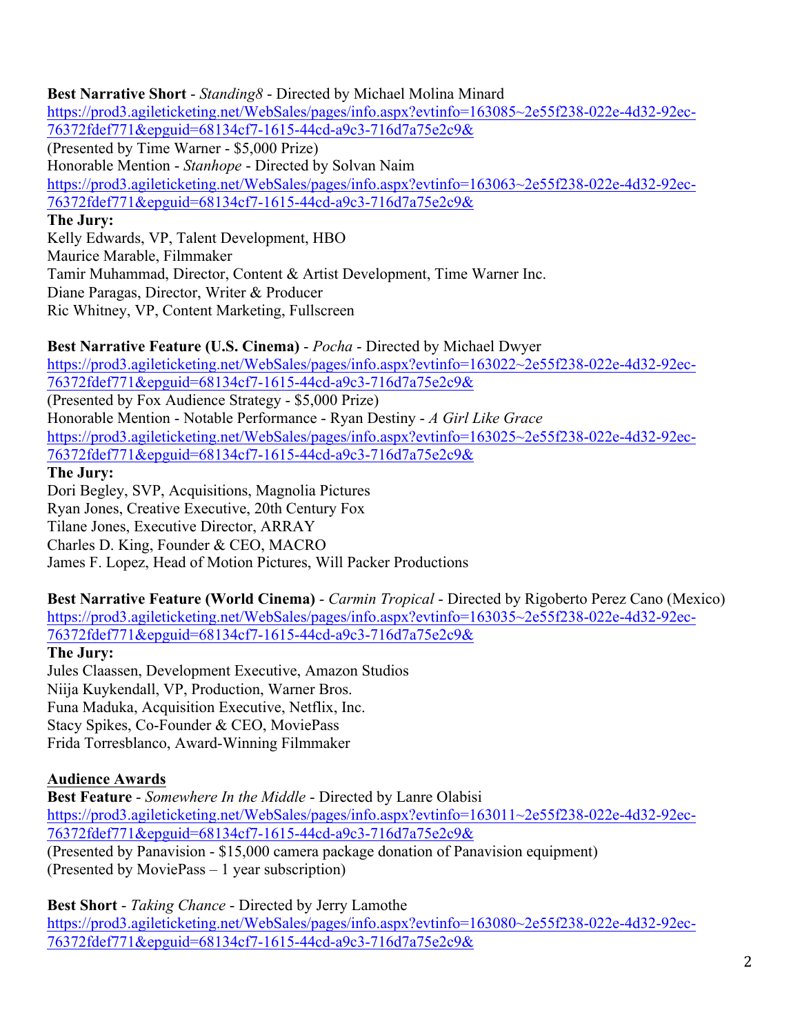**Best Narrative Short** - *Standing8* - Directed by Michael Molina Minard
https://prod3.agileticketing.net/WebSales/pages/info.aspx?evtinfo=163085~2e55f238-022e-4d32-92ec-76372fdef771&epguid=68134cf7-1615-44cd-a9c3-716d7a75e2c9&
(Presented by Time Warner - $5,000 Prize)
Honorable Mention - *Stanhope* - Directed by Solvan Naim
https://prod3.agileticketing.net/WebSales/pages/info.aspx?evtinfo=163063~2e55f238-022e-4d32-92ec-76372fdef771&epguid=68134cf7-1615-44cd-a9c3-716d7a75e2c9&
**The Jury:**
Kelly Edwards, VP, Talent Development, HBO
Maurice Marable, Filmmaker
Tamir Muhammad, Director, Content & Artist Development, Time Warner Inc.
Diane Paragas, Director, Writer & Producer
Ric Whitney, VP, Content Marketing, Fullscreen

**Best Narrative Feature (U.S. Cinema)** - *Pocha* - Directed by Michael Dwyer
https://prod3.agileticketing.net/WebSales/pages/info.aspx?evtinfo=163022~2e55f238-022e-4d32-92ec-76372fdef771&epguid=68134cf7-1615-44cd-a9c3-716d7a75e2c9&
(Presented by Fox Audience Strategy - $5,000 Prize)
Honorable Mention - Notable Performance - Ryan Destiny - *A Girl Like Grace*
https://prod3.agileticketing.net/WebSales/pages/info.aspx?evtinfo=163025~2e55f238-022e-4d32-92ec-76372fdef771&epguid=68134cf7-1615-44cd-a9c3-716d7a75e2c9&
**The Jury:**
Dori Begley, SVP, Acquisitions, Magnolia Pictures
Ryan Jones, Creative Executive, 20th Century Fox
Tilane Jones, Executive Director, ARRAY
Charles D. King, Founder & CEO, MACRO
James F. Lopez, Head of Motion Pictures, Will Packer Productions

**Best Narrative Feature (World Cinema)** - *Carmin Tropical* - Directed by Rigoberto Perez Cano (Mexico)
https://prod3.agileticketing.net/WebSales/pages/info.aspx?evtinfo=163035~2e55f238-022e-4d32-92ec-76372fdef771&epguid=68134cf7-1615-44cd-a9c3-716d7a75e2c9&
**The Jury:**
Jules Claassen, Development Executive, Amazon Studios
Niija Kuykendall, VP, Production, Warner Bros.
Funa Maduka, Acquisition Executive, Netflix, Inc.
Stacy Spikes, Co-Founder & CEO, MoviePass
Frida Torresblanco, Award-Winning Filmmaker

**Audience Awards**

**Best Feature** - *Somewhere In the Middle* - Directed by Lanre Olabisi
https://prod3.agileticketing.net/WebSales/pages/info.aspx?evtinfo=163011~2e55f238-022e-4d32-92ec-76372fdef771&epguid=68134cf7-1615-44cd-a9c3-716d7a75e2c9&
(Presented by Panavision - $15,000 camera package donation of Panavision equipment)
(Presented by MoviePass – 1 year subscription)

**Best Short** - *Taking Chance* - Directed by Jerry Lamothe
https://prod3.agileticketing.net/WebSales/pages/info.aspx?evtinfo=163080~2e55f238-022e-4d32-92ec-76372fdef771&epguid=68134cf7-1615-44cd-a9c3-716d7a75e2c9&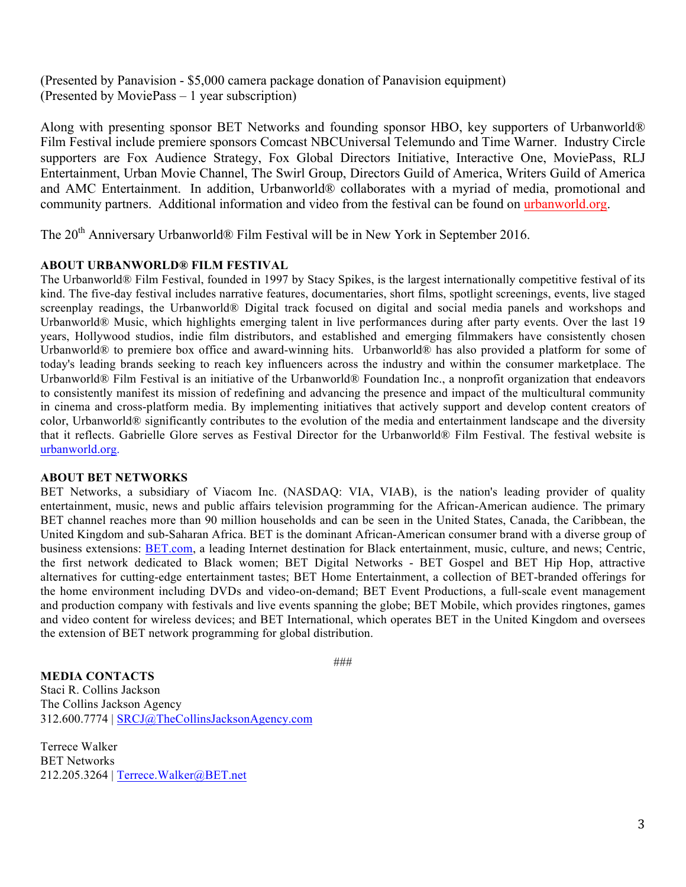(Presented by Panavision - $5,000 camera package donation of Panavision equipment)
(Presented by MoviePass – 1 year subscription)

Along with presenting sponsor BET Networks and founding sponsor HBO, key supporters of Urbanworld® Film Festival include premiere sponsors Comcast NBCUniversal Telemundo and Time Warner. Industry Circle supporters are Fox Audience Strategy, Fox Global Directors Initiative, Interactive One, MoviePass, RLJ Entertainment, Urban Movie Channel, The Swirl Group, Directors Guild of America, Writers Guild of America and AMC Entertainment. In addition, Urbanworld® collaborates with a myriad of media, promotional and community partners. Additional information and video from the festival can be found on urbanworld.org.

The 20th Anniversary Urbanworld® Film Festival will be in New York in September 2016.

**ABOUT URBANWORLD® FILM FESTIVAL**

The Urbanworld® Film Festival, founded in 1997 by Stacy Spikes, is the largest internationally competitive festival of its kind. The five-day festival includes narrative features, documentaries, short films, spotlight screenings, events, live staged screenplay readings, the Urbanworld® Digital track focused on digital and social media panels and workshops and Urbanworld® Music, which highlights emerging talent in live performances during after party events. Over the last 19 years, Hollywood studios, indie film distributors, and established and emerging filmmakers have consistently chosen Urbanworld® to premiere box office and award-winning hits. Urbanworld® has also provided a platform for some of today's leading brands seeking to reach key influencers across the industry and within the consumer marketplace. The Urbanworld® Film Festival is an initiative of the Urbanworld® Foundation Inc., a nonprofit organization that endeavors to consistently manifest its mission of redefining and advancing the presence and impact of the multicultural community in cinema and cross-platform media. By implementing initiatives that actively support and develop content creators of color, Urbanworld® significantly contributes to the evolution of the media and entertainment landscape and the diversity that it reflects. Gabrielle Glore serves as Festival Director for the Urbanworld® Film Festival. The festival website is urbanworld.org.

**ABOUT BET NETWORKS**

BET Networks, a subsidiary of Viacom Inc. (NASDAQ: VIA, VIAB), is the nation's leading provider of quality entertainment, music, news and public affairs television programming for the African-American audience. The primary BET channel reaches more than 90 million households and can be seen in the United States, Canada, the Caribbean, the United Kingdom and sub-Saharan Africa. BET is the dominant African-American consumer brand with a diverse group of business extensions: BET.com, a leading Internet destination for Black entertainment, music, culture, and news; Centric, the first network dedicated to Black women; BET Digital Networks - BET Gospel and BET Hip Hop, attractive alternatives for cutting-edge entertainment tastes; BET Home Entertainment, a collection of BET-branded offerings for the home environment including DVDs and video-on-demand; BET Event Productions, a full-scale event management and production company with festivals and live events spanning the globe; BET Mobile, which provides ringtones, games and video content for wireless devices; and BET International, which operates BET in the United Kingdom and oversees the extension of BET network programming for global distribution.

###

**MEDIA CONTACTS**

Staci R. Collins Jackson
The Collins Jackson Agency
312.600.7774 | SRCJ@TheCollinsJacksonAgency.com

Terrece Walker
BET Networks
212.205.3264 | Terrece.Walker@BET.net